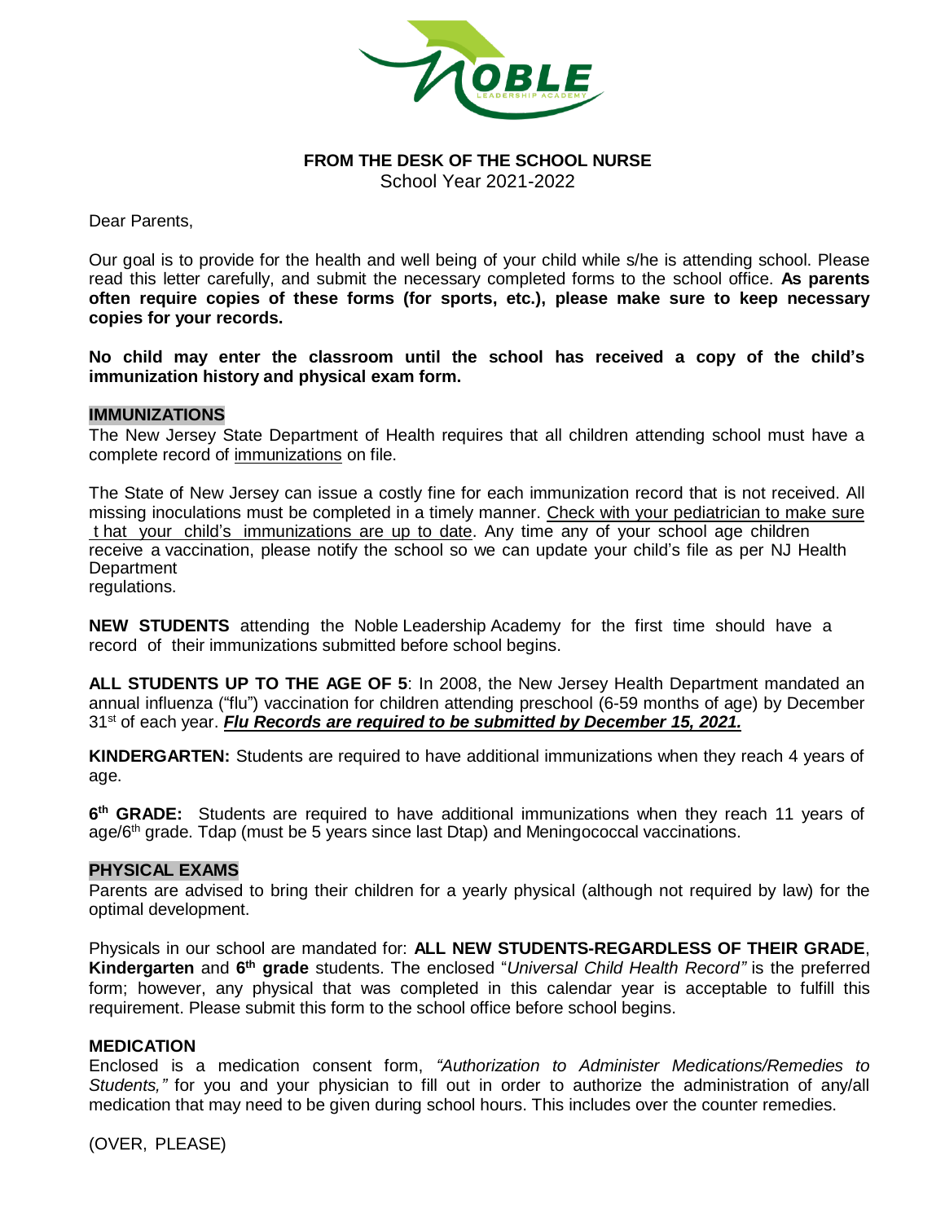**FROM THE DESK OF THE SCHOOL NURSE**
School Year 2021-2022

Dear Parents,

Our goal is to provide for the health and well being of your child while s/he is attending school. Please read this letter carefully, and submit the necessary completed forms to the school office. **As parents often require copies of these forms (for sports, etc.), please make sure to keep necessary copies for your records.**

**No child may enter the classroom until the school has received a copy of the child's immunization history and physical exam form.**

## IMMUNIZATIONS

The New Jersey State Department of Health requires that all children attending school must have a complete record of immunizations on file.

The State of New Jersey can issue a costly fine for each immunization record that is not received. All missing inoculations must be completed in a timely manner. Check with your pediatrician to make sure that your child's immunizations are up to date. Any time any of your school age children receive a vaccination, please notify the school so we can update your child's file as per NJ Health Department regulations.

**NEW STUDENTS** attending the Noble Leadership Academy for the first time should have a record of their immunizations submitted before school begins.

**ALL STUDENTS UP TO THE AGE OF 5**: In 2008, the New Jersey Health Department mandated an annual influenza ("flu") vaccination for children attending preschool (6-59 months of age) by December 31st of each year. ***Flu Records are required to be submitted by December 15, 2021.***

**KINDERGARTEN:** Students are required to have additional immunizations when they reach 4 years of age.

**6th GRADE:** Students are required to have additional immunizations when they reach 11 years of age/6th grade. Tdap (must be 5 years since last Dtap) and Meningococcal vaccinations.

## PHYSICAL EXAMS

Parents are advised to bring their children for a yearly physical (although not required by law) for the optimal development.

Physicals in our school are mandated for: **ALL NEW STUDENTS-REGARDLESS OF THEIR GRADE**, **Kindergarten** and **6th grade** students. The enclosed "*Universal Child Health Record"* is the preferred form; however, any physical that was completed in this calendar year is acceptable to fulfill this requirement. Please submit this form to the school office before school begins.

## MEDICATION

Enclosed is a medication consent form, *"Authorization to Administer Medications/Remedies to Students,"* for you and your physician to fill out in order to authorize the administration of any/all medication that may need to be given during school hours. This includes over the counter remedies.

(OVER, PLEASE)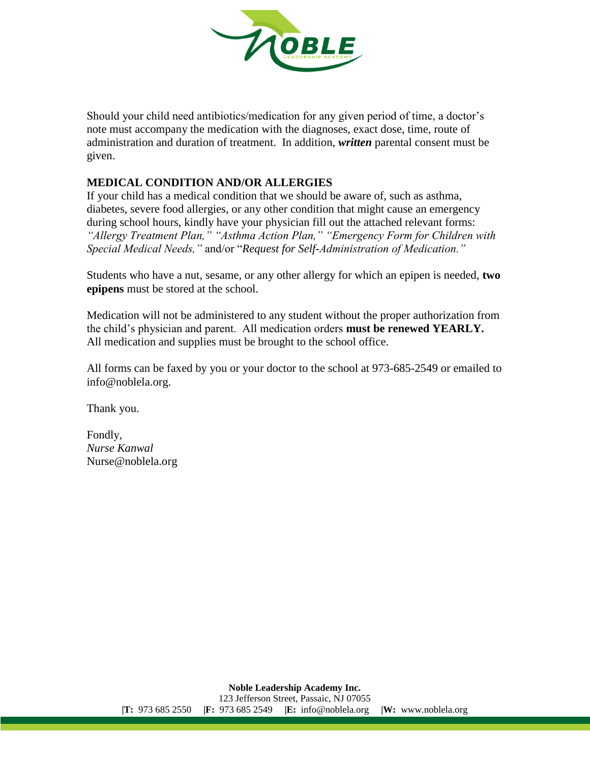Should your child need antibiotics/medication for any given period of time, a doctor's note must accompany the medication with the diagnoses, exact dose, time, route of administration and duration of treatment. In addition, ***written*** parental consent must be given.

**MEDICAL CONDITION AND/OR ALLERGIES**

If your child has a medical condition that we should be aware of, such as asthma, diabetes, severe food allergies, or any other condition that might cause an emergency during school hours, kindly have your physician fill out the attached relevant forms: *"Allergy Treatment Plan," "Asthma Action Plan," "Emergency Form for Children with Special Medical Needs,"* and/or "*Request for Self-Administration of Medication."*

Students who have a nut, sesame, or any other allergy for which an epipen is needed, **two epipens** must be stored at the school.

Medication will not be administered to any student without the proper authorization from the child's physician and parent. All medication orders **must be renewed YEARLY.** All medication and supplies must be brought to the school office.

All forms can be faxed by you or your doctor to the school at 973-685-2549 or emailed to info@noblela.org.

Thank you.

Fondly,
*Nurse Kanwal*
Nurse@noblela.org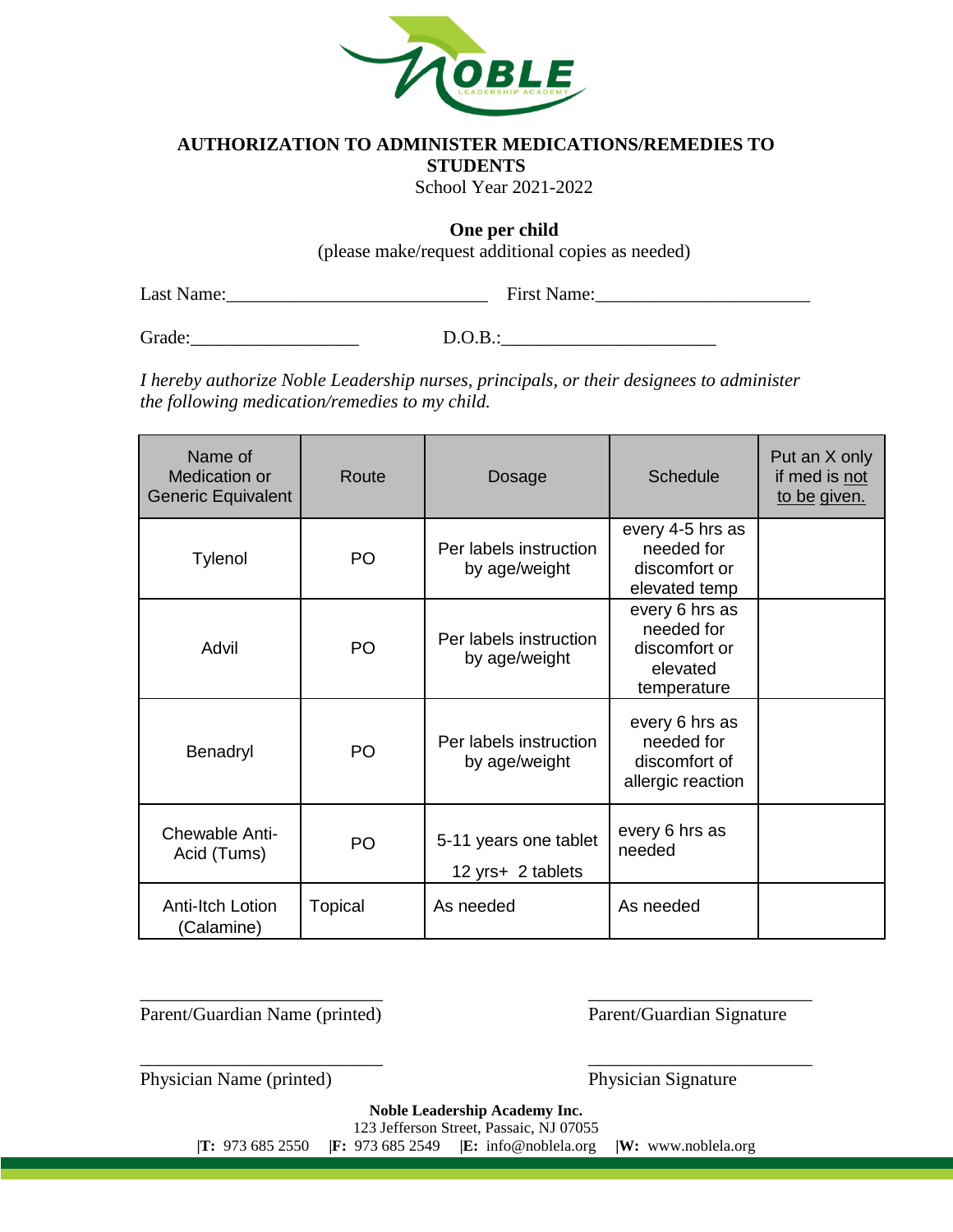**AUTHORIZATION TO ADMINISTER MEDICATIONS/REMEDIES TO STUDENTS**

School Year 2021-2022

**One per child**

(please make/request additional copies as needed)

Last Name:____________________________ First Name:_______________________

Grade:__________________ D.O.B.:_______________________

*I hereby authorize Noble Leadership nurses, principals, or their designees to administer the following medication/remedies to my child.*

| Name of Medication or Generic Equivalent | Route | Dosage | Schedule | Put an X only if med is not to be given. |
|---|---|---|---|---|
| Tylenol | PO | Per labels instruction by age/weight | every 4-5 hrs as needed for discomfort or elevated temp | |
| Advil | PO | Per labels instruction by age/weight | every 6 hrs as needed for discomfort or elevated temperature | |
| Benadryl | PO | Per labels instruction by age/weight | every 6 hrs as needed for discomfort of allergic reaction | |
| Chewable Anti-Acid (Tums) | PO | 5-11 years one tablet<br>12 yrs+ 2 tablets | every 6 hrs as needed | |
| Anti-Itch Lotion (Calamine) | Topical | As needed | As needed | |

___________________________ ___________________________

Parent/Guardian Name (printed) Parent/Guardian Signature

___________________________ ___________________________

Physician Name (printed) Physician Signature

**Noble Leadership Academy Inc.**

123 Jefferson Street, Passaic, NJ 07055

|**T:** 973 685 2550 |**F:** 973 685 2549 |**E:** info@noblela.org |**W:** www.noblela.org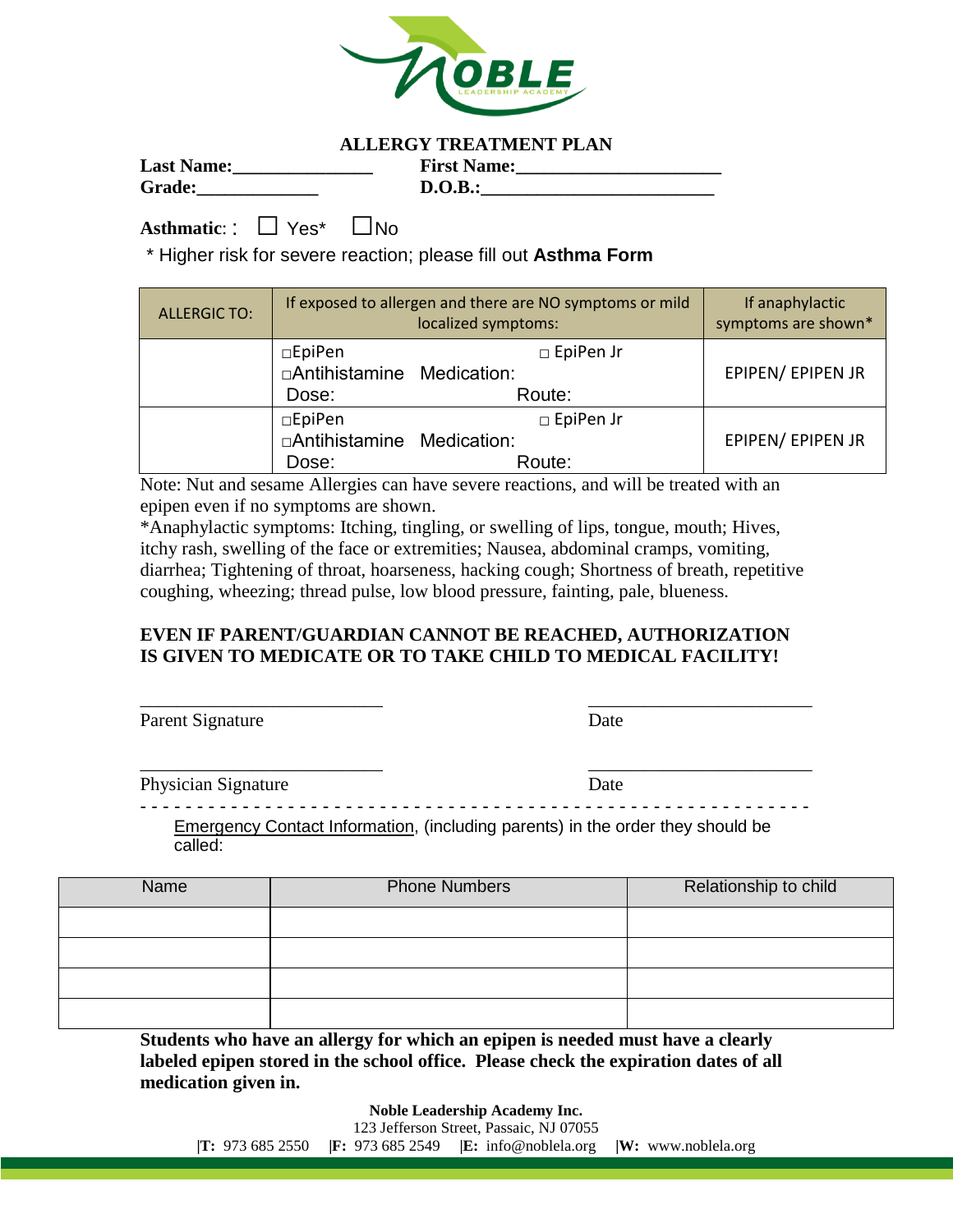## ALLERGY TREATMENT PLAN

**Last Name:**_______________ **First Name:**_____________________

**Grade:**_____________ **D.O.B.:**________________________

**Asthmatic**: : ☐ Yes* ☐No

\* Higher risk for severe reaction; please fill out **Asthma Form**

| ALLERGIC TO: | If exposed to allergen and there are NO symptoms or mild localized symptoms: | If anaphylactic symptoms are shown* |
|---|---|---|
| | □EpiPen □ EpiPen Jr<br>□Antihistamine Medication:<br>Dose: Route: | EPIPEN/ EPIPEN JR |
| | □EpiPen □ EpiPen Jr<br>□Antihistamine Medication:<br>Dose: Route: | EPIPEN/ EPIPEN JR |

Note: Nut and sesame Allergies can have severe reactions, and will be treated with an epipen even if no symptoms are shown.

*Anaphylactic symptoms: Itching, tingling, or swelling of lips, tongue, mouth; Hives, itchy rash, swelling of the face or extremities; Nausea, abdominal cramps, vomiting, diarrhea; Tightening of throat, hoarseness, hacking cough; Shortness of breath, repetitive coughing, wheezing; thread pulse, low blood pressure, fainting, pale, blueness.

**EVEN IF PARENT/GUARDIAN CANNOT BE REACHED, AUTHORIZATION IS GIVEN TO MEDICATE OR TO TAKE CHILD TO MEDICAL FACILITY!**

__________________________ ________________________

Parent Signature Date

__________________________ ________________________

Physician Signature Date

- - - - - - - - - - - - - - - - - - - - - - - - - - - - - - - - - - - - - - - - - - - - - - - - - - - - - - - - - - - -

Emergency Contact Information, (including parents) in the order they should be called:

| Name | Phone Numbers | Relationship to child |
|---|---|---|
| | | |
| | | |
| | | |
| | | |

**Students who have an allergy for which an epipen is needed must have a clearly labeled epipen stored in the school office. Please check the expiration dates of all medication given in.**

**Noble Leadership Academy Inc.**
123 Jefferson Street, Passaic, NJ 07055
|**T:** 973 685 2550 |**F:** 973 685 2549 |**E:** info@noblela.org |**W:** www.noblela.org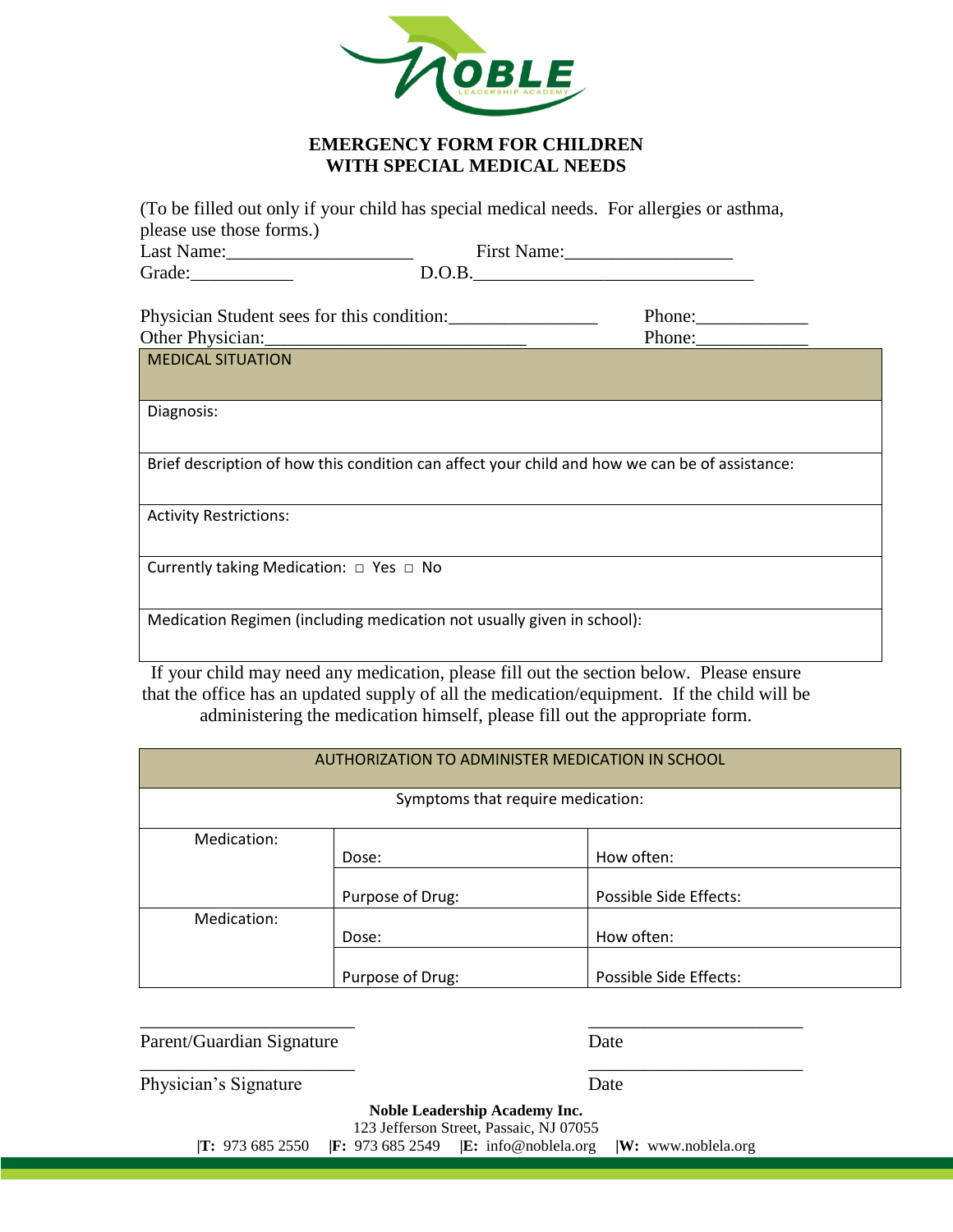## EMERGENCY FORM FOR CHILDREN WITH SPECIAL MEDICAL NEEDS

(To be filled out only if your child has special medical needs. For allergies or asthma, please use those forms.)

Last Name:____________________ First Name:__________________

Grade:___________ D.O.B.______________________________

Physician Student sees for this condition:________________ Phone:____________

Other Physician:____________________________ Phone:____________

| MEDICAL SITUATION |
|---|
| Diagnosis: |
| Brief description of how this condition can affect your child and how we can be of assistance: |
| Activity Restrictions: |
| Currently taking Medication: □ Yes □ No |
| Medication Regimen (including medication not usually given in school): |

If your child may need any medication, please fill out the section below. Please ensure that the office has an updated supply of all the medication/equipment. If the child will be administering the medication himself, please fill out the appropriate form.

| AUTHORIZATION TO ADMINISTER MEDICATION IN SCHOOL | | |
|---|---|---|
| Symptoms that require medication: | | |
| Medication: | Dose: | How often: |
| | Purpose of Drug: | Possible Side Effects: |
| Medication: | Dose: | How often: |
| | Purpose of Drug: | Possible Side Effects: |

________________________ ________________________

Parent/Guardian Signature Date

________________________ ________________________

Physician's Signature Date

**Noble Leadership Academy Inc.**

123 Jefferson Street, Passaic, NJ 07055

|**T:** 973 685 2550 |**F:** 973 685 2549 |**E:** info@noblela.org |**W:** www.noblela.org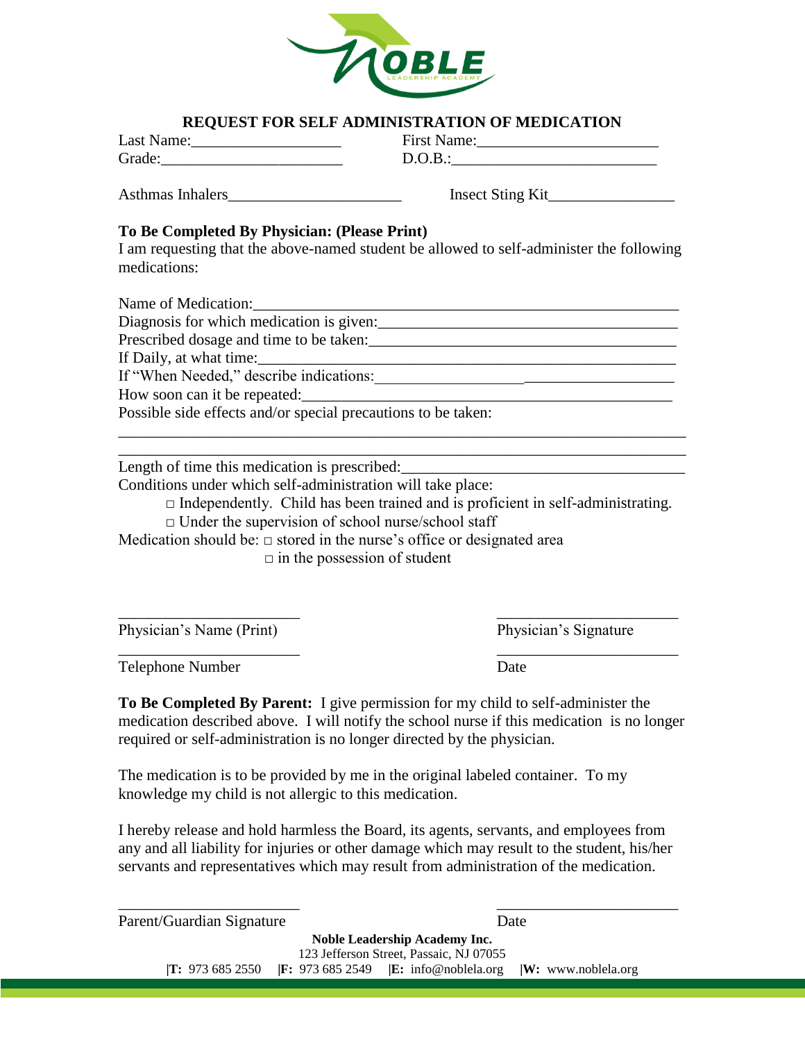# REQUEST FOR SELF ADMINISTRATION OF MEDICATION

Last Name:___________________ First Name:______________________

Grade:_______________________ D.O.B.:_________________________

Asthmas Inhalers_____________________ Insect Sting Kit_______________

**To Be Completed By Physician: (Please Print)**

I am requesting that the above-named student be allowed to self-administer the following medications:

Name of Medication:_______________________________________________________

Diagnosis for which medication is given:_____________________________________

Prescribed dosage and time to be taken:_____________________________________

If Daily, at what time:_____________________________________________________

If "When Needed," describe indications:_____________________________________

How soon can it be repeated:_______________________________________________

Possible side effects and/or special precautions to be taken:

__________________________________________________________________________

__________________________________________________________________________

Length of time this medication is prescribed:__________________________________

Conditions under which self-administration will take place:

□ Independently. Child has been trained and is proficient in self-administrating.

□ Under the supervision of school nurse/school staff

Medication should be: □ stored in the nurse's office or designated area

□ in the possession of student

_______________________ _______________________

Physician's Name (Print) Physician's Signature

_______________________ _______________________

Telephone Number Date

**To Be Completed By Parent:** I give permission for my child to self-administer the medication described above. I will notify the school nurse if this medication is no longer required or self-administration is no longer directed by the physician.

The medication is to be provided by me in the original labeled container. To my knowledge my child is not allergic to this medication.

I hereby release and hold harmless the Board, its agents, servants, and employees from any and all liability for injuries or other damage which may result to the student, his/her servants and representatives which may result from administration of the medication.

_______________________ _______________________

Parent/Guardian Signature Date

**Noble Leadership Academy Inc.**

123 Jefferson Street, Passaic, NJ 07055

|**T:** 973 685 2550 |**F:** 973 685 2549 |**E:** info@noblela.org |**W:** www.noblela.org